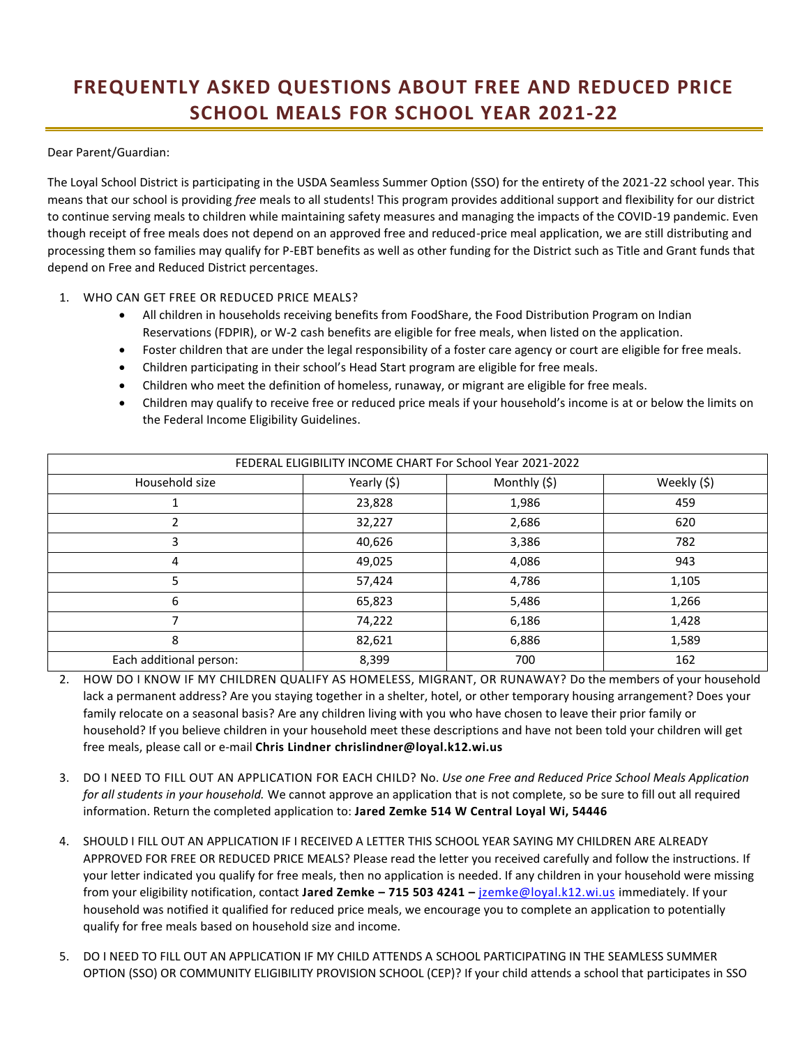# FREQUENTLY ASKED QUESTIONS ABOUT FREE AND REDUCED PRICE SCHOOL MEALS FOR SCHOOL YEAR 2021-22

Dear Parent/Guardian:

The Loyal School District is participating in the USDA Seamless Summer Option (SSO) for the entirety of the 2021-22 school year. This means that our school is providing *free* meals to all students! This program provides additional support and flexibility for our district to continue serving meals to children while maintaining safety measures and managing the impacts of the COVID-19 pandemic. Even though receipt of free meals does not depend on an approved free and reduced-price meal application, we are still distributing and processing them so families may qualify for P-EBT benefits as well as other funding for the District such as Title and Grant funds that depend on Free and Reduced District percentages.

1. WHO CAN GET FREE OR REDUCED PRICE MEALS?
   - All children in households receiving benefits from FoodShare, the Food Distribution Program on Indian Reservations (FDPIR), or W-2 cash benefits are eligible for free meals, when listed on the application.
   - Foster children that are under the legal responsibility of a foster care agency or court are eligible for free meals.
   - Children participating in their school's Head Start program are eligible for free meals.
   - Children who meet the definition of homeless, runaway, or migrant are eligible for free meals.
   - Children may qualify to receive free or reduced price meals if your household's income is at or below the limits on the Federal Income Eligibility Guidelines.

| FEDERAL ELIGIBILITY INCOME CHART For School Year 2021-2022 | | | |
|---|---|---|---|
| Household size | Yearly ($) | Monthly ($) | Weekly ($) |
| 1 | 23,828 | 1,986 | 459 |
| 2 | 32,227 | 2,686 | 620 |
| 3 | 40,626 | 3,386 | 782 |
| 4 | 49,025 | 4,086 | 943 |
| 5 | 57,424 | 4,786 | 1,105 |
| 6 | 65,823 | 5,486 | 1,266 |
| 7 | 74,222 | 6,186 | 1,428 |
| 8 | 82,621 | 6,886 | 1,589 |
| Each additional person: | 8,399 | 700 | 162 |

2. HOW DO I KNOW IF MY CHILDREN QUALIFY AS HOMELESS, MIGRANT, OR RUNAWAY? Do the members of your household lack a permanent address? Are you staying together in a shelter, hotel, or other temporary housing arrangement? Does your family relocate on a seasonal basis? Are any children living with you who have chosen to leave their prior family or household? If you believe children in your household meet these descriptions and have not been told your children will get free meals, please call or e-mail **Chris Lindner chrislindner@loyal.k12.wi.us**

3. DO I NEED TO FILL OUT AN APPLICATION FOR EACH CHILD? No. *Use one Free and Reduced Price School Meals Application for all students in your household.* We cannot approve an application that is not complete, so be sure to fill out all required information. Return the completed application to: **Jared Zemke 514 W Central Loyal Wi, 54446**

4. SHOULD I FILL OUT AN APPLICATION IF I RECEIVED A LETTER THIS SCHOOL YEAR SAYING MY CHILDREN ARE ALREADY APPROVED FOR FREE OR REDUCED PRICE MEALS? Please read the letter you received carefully and follow the instructions. If your letter indicated you qualify for free meals, then no application is needed. If any children in your household were missing from your eligibility notification, contact **Jared Zemke – 715 503 4241 –** jzemke@loyal.k12.wi.us immediately. If your household was notified it qualified for reduced price meals, we encourage you to complete an application to potentially qualify for free meals based on household size and income.

5. DO I NEED TO FILL OUT AN APPLICATION IF MY CHILD ATTENDS A SCHOOL PARTICIPATING IN THE SEAMLESS SUMMER OPTION (SSO) OR COMMUNITY ELIGIBILITY PROVISION SCHOOL (CEP)? If your child attends a school that participates in SSO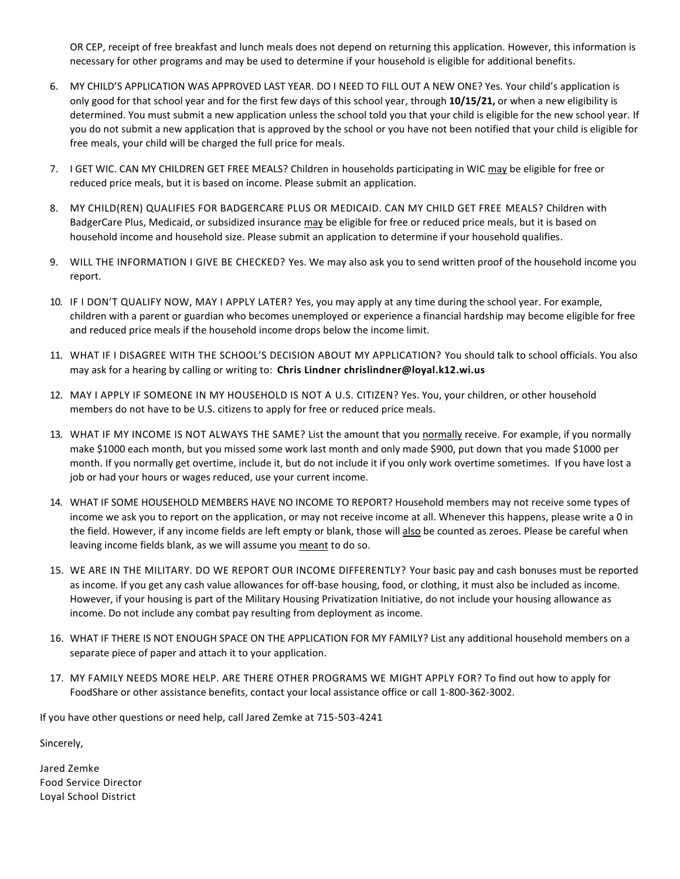OR CEP, receipt of free breakfast and lunch meals does not depend on returning this application. However, this information is necessary for other programs and may be used to determine if your household is eligible for additional benefits.

6. MY CHILD'S APPLICATION WAS APPROVED LAST YEAR. DO I NEED TO FILL OUT A NEW ONE? Yes. Your child's application is only good for that school year and for the first few days of this school year, through **10/15/21,** or when a new eligibility is determined. You must submit a new application unless the school told you that your child is eligible for the new school year. If you do not submit a new application that is approved by the school or you have not been notified that your child is eligible for free meals, your child will be charged the full price for meals.

7. I GET WIC. CAN MY CHILDREN GET FREE MEALS? Children in households participating in WIC <u>may</u> be eligible for free or reduced price meals, but it is based on income. Please submit an application.

8. MY CHILD(REN) QUALIFIES FOR BADGERCARE PLUS OR MEDICAID. CAN MY CHILD GET FREE MEALS? Children with BadgerCare Plus, Medicaid, or subsidized insurance <u>may</u> be eligible for free or reduced price meals, but it is based on household income and household size. Please submit an application to determine if your household qualifies.

9. WILL THE INFORMATION I GIVE BE CHECKED? Yes. We may also ask you to send written proof of the household income you report.

10. IF I DON'T QUALIFY NOW, MAY I APPLY LATER? Yes, you may apply at any time during the school year. For example, children with a parent or guardian who becomes unemployed or experience a financial hardship may become eligible for free and reduced price meals if the household income drops below the income limit.

11. WHAT IF I DISAGREE WITH THE SCHOOL'S DECISION ABOUT MY APPLICATION? You should talk to school officials. You also may ask for a hearing by calling or writing to: **Chris Lindner chrislindner@loyal.k12.wi.us**

12. MAY I APPLY IF SOMEONE IN MY HOUSEHOLD IS NOT A U.S. CITIZEN? Yes. You, your children, or other household members do not have to be U.S. citizens to apply for free or reduced price meals.

13. WHAT IF MY INCOME IS NOT ALWAYS THE SAME? List the amount that you <u>normally</u> receive. For example, if you normally make $1000 each month, but you missed some work last month and only made $900, put down that you made $1000 per month. If you normally get overtime, include it, but do not include it if you only work overtime sometimes. If you have lost a job or had your hours or wages reduced, use your current income.

14. WHAT IF SOME HOUSEHOLD MEMBERS HAVE NO INCOME TO REPORT? Household members may not receive some types of income we ask you to report on the application, or may not receive income at all. Whenever this happens, please write a 0 in the field. However, if any income fields are left empty or blank, those will <u>also</u> be counted as zeroes. Please be careful when leaving income fields blank, as we will assume you <u>meant</u> to do so.

15. WE ARE IN THE MILITARY. DO WE REPORT OUR INCOME DIFFERENTLY? Your basic pay and cash bonuses must be reported as income. If you get any cash value allowances for off-base housing, food, or clothing, it must also be included as income. However, if your housing is part of the Military Housing Privatization Initiative, do not include your housing allowance as income. Do not include any combat pay resulting from deployment as income.

16. WHAT IF THERE IS NOT ENOUGH SPACE ON THE APPLICATION FOR MY FAMILY? List any additional household members on a separate piece of paper and attach it to your application.

17. MY FAMILY NEEDS MORE HELP. ARE THERE OTHER PROGRAMS WE MIGHT APPLY FOR? To find out how to apply for FoodShare or other assistance benefits, contact your local assistance office or call 1-800-362-3002.

If you have other questions or need help, call Jared Zemke at 715-503-4241

Sincerely,

Jared Zemke
Food Service Director
Loyal School District